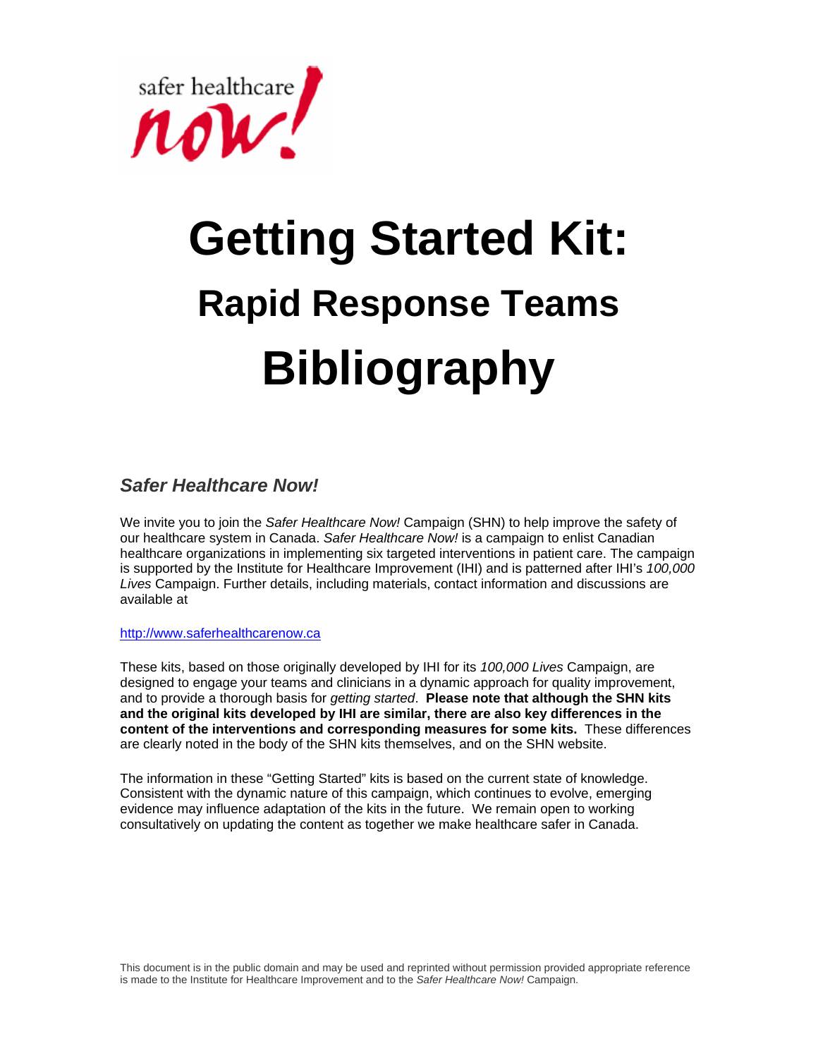safer healthcare now!

# Getting Started Kit:

## Rapid Response Teams

# Bibliography

### *Safer Healthcare Now!*

We invite you to join the *Safer Healthcare Now!* Campaign (SHN) to help improve the safety of our healthcare system in Canada. *Safer Healthcare Now!* is a campaign to enlist Canadian healthcare organizations in implementing six targeted interventions in patient care. The campaign is supported by the Institute for Healthcare Improvement (IHI) and is patterned after IHI's *100,000 Lives* Campaign. Further details, including materials, contact information and discussions are available at

http://www.saferhealthcarenow.ca

These kits, based on those originally developed by IHI for its *100,000 Lives* Campaign, are designed to engage your teams and clinicians in a dynamic approach for quality improvement, and to provide a thorough basis for *getting started*. **Please note that although the SHN kits and the original kits developed by IHI are similar, there are also key differences in the content of the interventions and corresponding measures for some kits.** These differences are clearly noted in the body of the SHN kits themselves, and on the SHN website.

The information in these "Getting Started" kits is based on the current state of knowledge. Consistent with the dynamic nature of this campaign, which continues to evolve, emerging evidence may influence adaptation of the kits in the future. We remain open to working consultatively on updating the content as together we make healthcare safer in Canada.

This document is in the public domain and may be used and reprinted without permission provided appropriate reference is made to the Institute for Healthcare Improvement and to the *Safer Healthcare Now!* Campaign.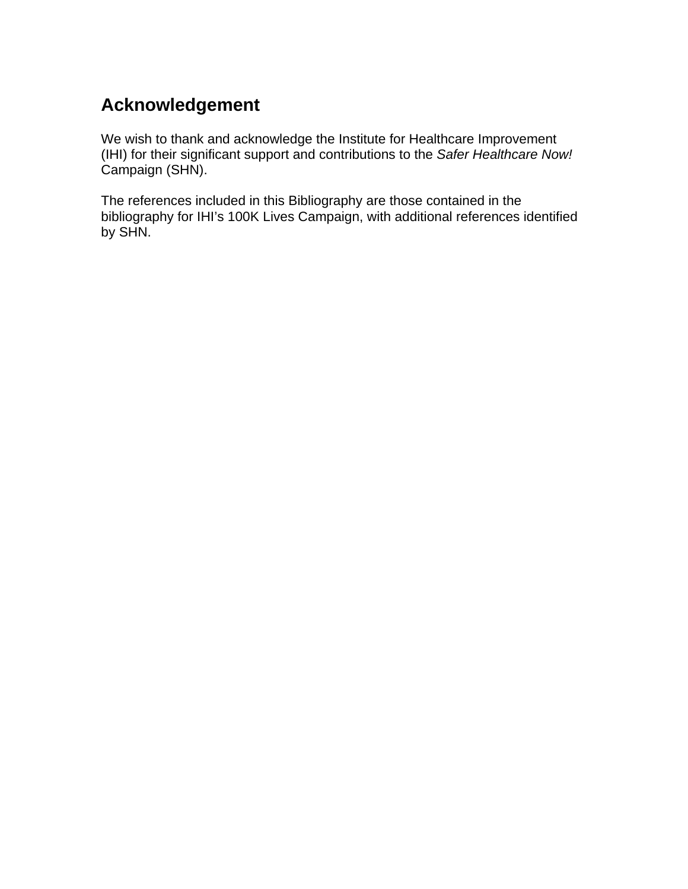## Acknowledgement

We wish to thank and acknowledge the Institute for Healthcare Improvement (IHI) for their significant support and contributions to the *Safer Healthcare Now!* Campaign (SHN).

The references included in this Bibliography are those contained in the bibliography for IHI's 100K Lives Campaign, with additional references identified by SHN.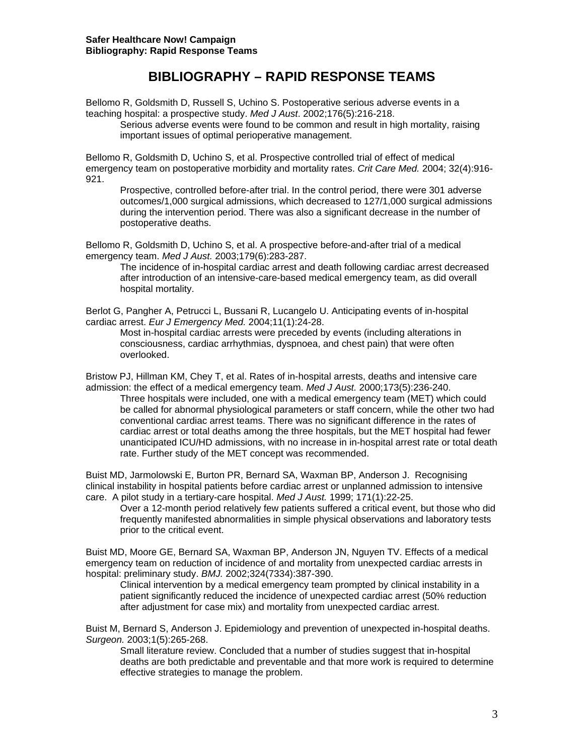# BIBLIOGRAPHY – RAPID RESPONSE TEAMS

Bellomo R, Goldsmith D, Russell S, Uchino S. Postoperative serious adverse events in a teaching hospital: a prospective study. *Med J Aust*. 2002;176(5):216-218.

> Serious adverse events were found to be common and result in high mortality, raising important issues of optimal perioperative management.

Bellomo R, Goldsmith D, Uchino S, et al. Prospective controlled trial of effect of medical emergency team on postoperative morbidity and mortality rates. *Crit Care Med.* 2004; 32(4):916-921.

> Prospective, controlled before-after trial. In the control period, there were 301 adverse outcomes/1,000 surgical admissions, which decreased to 127/1,000 surgical admissions during the intervention period. There was also a significant decrease in the number of postoperative deaths.

Bellomo R, Goldsmith D, Uchino S, et al. A prospective before-and-after trial of a medical emergency team. *Med J Aust.* 2003;179(6):283-287.

> The incidence of in-hospital cardiac arrest and death following cardiac arrest decreased after introduction of an intensive-care-based medical emergency team, as did overall hospital mortality.

Berlot G, Pangher A, Petrucci L, Bussani R, Lucangelo U. Anticipating events of in-hospital cardiac arrest. *Eur J Emergency Med.* 2004;11(1):24-28.

> Most in-hospital cardiac arrests were preceded by events (including alterations in consciousness, cardiac arrhythmias, dyspnoea, and chest pain) that were often overlooked.

Bristow PJ, Hillman KM, Chey T, et al. Rates of in-hospital arrests, deaths and intensive care admission: the effect of a medical emergency team. *Med J Aust.* 2000;173(5):236-240.

> Three hospitals were included, one with a medical emergency team (MET) which could be called for abnormal physiological parameters or staff concern, while the other two had conventional cardiac arrest teams. There was no significant difference in the rates of cardiac arrest or total deaths among the three hospitals, but the MET hospital had fewer unanticipated ICU/HD admissions, with no increase in in-hospital arrest rate or total death rate. Further study of the MET concept was recommended.

Buist MD, Jarmolowski E, Burton PR, Bernard SA, Waxman BP, Anderson J. Recognising clinical instability in hospital patients before cardiac arrest or unplanned admission to intensive care. A pilot study in a tertiary-care hospital. *Med J Aust.* 1999; 171(1):22-25.

> Over a 12-month period relatively few patients suffered a critical event, but those who did frequently manifested abnormalities in simple physical observations and laboratory tests prior to the critical event.

Buist MD, Moore GE, Bernard SA, Waxman BP, Anderson JN, Nguyen TV. Effects of a medical emergency team on reduction of incidence of and mortality from unexpected cardiac arrests in hospital: preliminary study. *BMJ.* 2002;324(7334):387-390.

> Clinical intervention by a medical emergency team prompted by clinical instability in a patient significantly reduced the incidence of unexpected cardiac arrest (50% reduction after adjustment for case mix) and mortality from unexpected cardiac arrest.

Buist M, Bernard S, Anderson J. Epidemiology and prevention of unexpected in-hospital deaths. *Surgeon.* 2003;1(5):265-268.

> Small literature review. Concluded that a number of studies suggest that in-hospital deaths are both predictable and preventable and that more work is required to determine effective strategies to manage the problem.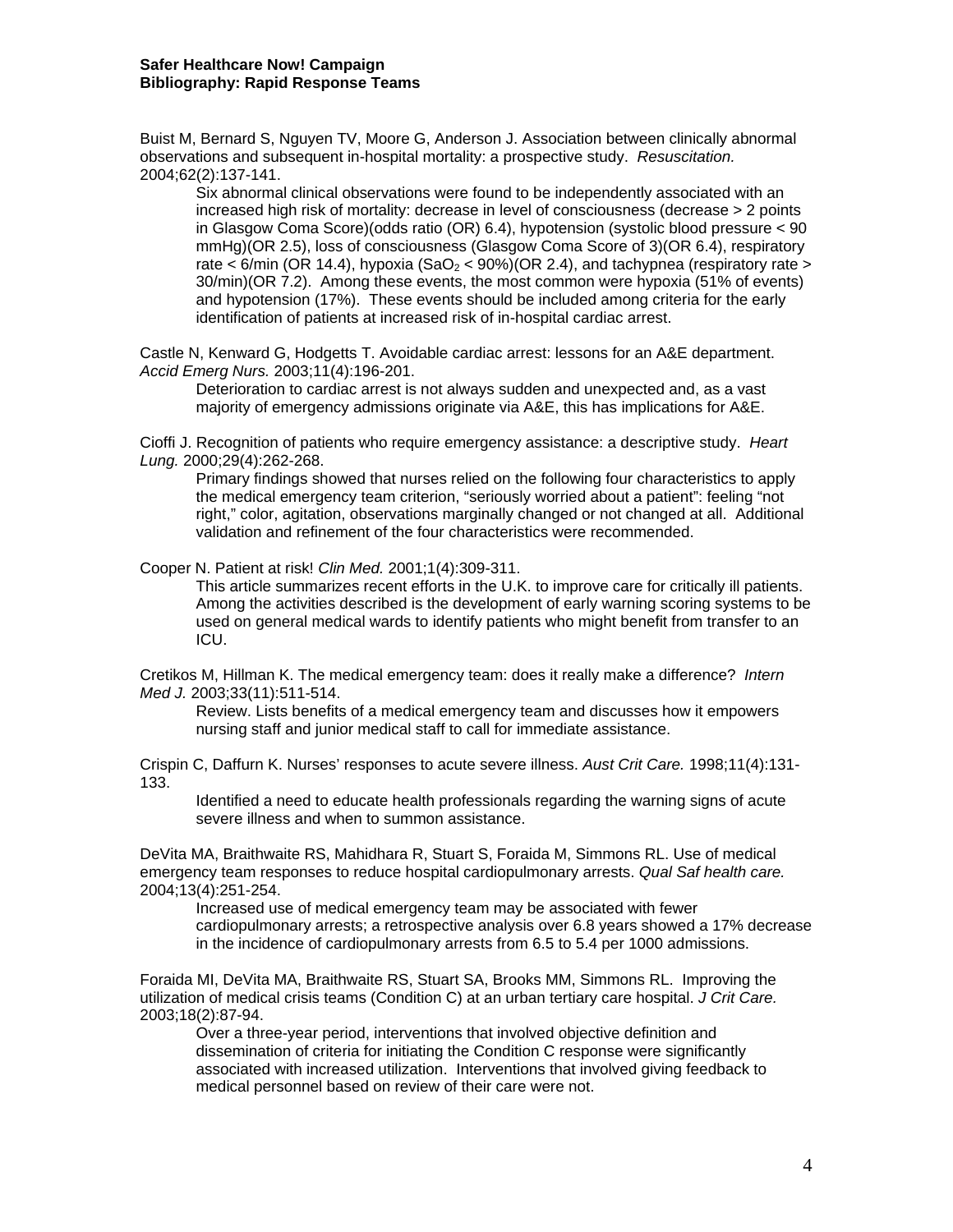Buist M, Bernard S, Nguyen TV, Moore G, Anderson J. Association between clinically abnormal observations and subsequent in-hospital mortality: a prospective study. *Resuscitation.* 2004;62(2):137-141.

> Six abnormal clinical observations were found to be independently associated with an increased high risk of mortality: decrease in level of consciousness (decrease > 2 points in Glasgow Coma Score)(odds ratio (OR) 6.4), hypotension (systolic blood pressure < 90 mmHg)(OR 2.5), loss of consciousness (Glasgow Coma Score of 3)(OR 6.4), respiratory rate < 6/min (OR 14.4), hypoxia ($SaO_2$ < 90%)(OR 2.4), and tachypnea (respiratory rate > 30/min)(OR 7.2). Among these events, the most common were hypoxia (51% of events) and hypotension (17%). These events should be included among criteria for the early identification of patients at increased risk of in-hospital cardiac arrest.

Castle N, Kenward G, Hodgetts T. Avoidable cardiac arrest: lessons for an A&E department. *Accid Emerg Nurs.* 2003;11(4):196-201.

> Deterioration to cardiac arrest is not always sudden and unexpected and, as a vast majority of emergency admissions originate via A&E, this has implications for A&E.

Cioffi J. Recognition of patients who require emergency assistance: a descriptive study. *Heart Lung.* 2000;29(4):262-268.

> Primary findings showed that nurses relied on the following four characteristics to apply the medical emergency team criterion, "seriously worried about a patient": feeling "not right," color, agitation, observations marginally changed or not changed at all. Additional validation and refinement of the four characteristics were recommended.

Cooper N. Patient at risk! *Clin Med.* 2001;1(4):309-311.

> This article summarizes recent efforts in the U.K. to improve care for critically ill patients. Among the activities described is the development of early warning scoring systems to be used on general medical wards to identify patients who might benefit from transfer to an ICU.

Cretikos M, Hillman K. The medical emergency team: does it really make a difference? *Intern Med J.* 2003;33(11):511-514.

> Review. Lists benefits of a medical emergency team and discusses how it empowers nursing staff and junior medical staff to call for immediate assistance.

Crispin C, Daffurn K. Nurses' responses to acute severe illness. *Aust Crit Care.* 1998;11(4):131-133.

> Identified a need to educate health professionals regarding the warning signs of acute severe illness and when to summon assistance.

DeVita MA, Braithwaite RS, Mahidhara R, Stuart S, Foraida M, Simmons RL. Use of medical emergency team responses to reduce hospital cardiopulmonary arrests. *Qual Saf health care.* 2004;13(4):251-254.

> Increased use of medical emergency team may be associated with fewer cardiopulmonary arrests; a retrospective analysis over 6.8 years showed a 17% decrease in the incidence of cardiopulmonary arrests from 6.5 to 5.4 per 1000 admissions.

Foraida MI, DeVita MA, Braithwaite RS, Stuart SA, Brooks MM, Simmons RL. Improving the utilization of medical crisis teams (Condition C) at an urban tertiary care hospital. *J Crit Care.* 2003;18(2):87-94.

> Over a three-year period, interventions that involved objective definition and dissemination of criteria for initiating the Condition C response were significantly associated with increased utilization. Interventions that involved giving feedback to medical personnel based on review of their care were not.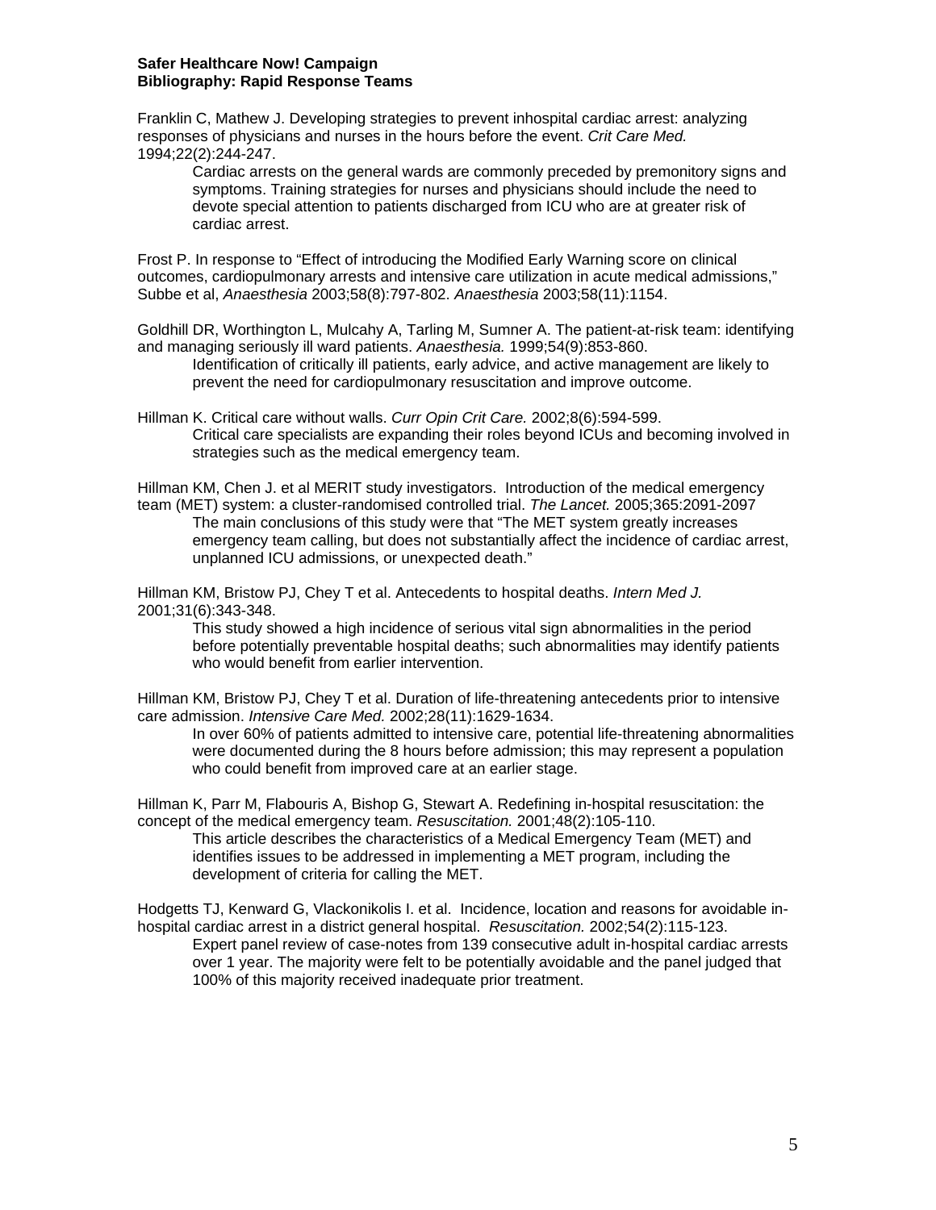**Safer Healthcare Now! Campaign**
**Bibliography: Rapid Response Teams**

Franklin C, Mathew J. Developing strategies to prevent inhospital cardiac arrest: analyzing responses of physicians and nurses in the hours before the event. *Crit Care Med.* 1994;22(2):244-247.

> Cardiac arrests on the general wards are commonly preceded by premonitory signs and symptoms. Training strategies for nurses and physicians should include the need to devote special attention to patients discharged from ICU who are at greater risk of cardiac arrest.

Frost P. In response to "Effect of introducing the Modified Early Warning score on clinical outcomes, cardiopulmonary arrests and intensive care utilization in acute medical admissions," Subbe et al, *Anaesthesia* 2003;58(8):797-802. *Anaesthesia* 2003;58(11):1154.

Goldhill DR, Worthington L, Mulcahy A, Tarling M, Sumner A. The patient-at-risk team: identifying and managing seriously ill ward patients. *Anaesthesia.* 1999;54(9):853-860.

> Identification of critically ill patients, early advice, and active management are likely to prevent the need for cardiopulmonary resuscitation and improve outcome.

Hillman K. Critical care without walls. *Curr Opin Crit Care.* 2002;8(6):594-599.

> Critical care specialists are expanding their roles beyond ICUs and becoming involved in strategies such as the medical emergency team.

Hillman KM, Chen J. et al MERIT study investigators. Introduction of the medical emergency team (MET) system: a cluster-randomised controlled trial. *The Lancet.* 2005;365:2091-2097

> The main conclusions of this study were that "The MET system greatly increases emergency team calling, but does not substantially affect the incidence of cardiac arrest, unplanned ICU admissions, or unexpected death."

Hillman KM, Bristow PJ, Chey T et al. Antecedents to hospital deaths. *Intern Med J.* 2001;31(6):343-348.

> This study showed a high incidence of serious vital sign abnormalities in the period before potentially preventable hospital deaths; such abnormalities may identify patients who would benefit from earlier intervention.

Hillman KM, Bristow PJ, Chey T et al. Duration of life-threatening antecedents prior to intensive care admission. *Intensive Care Med.* 2002;28(11):1629-1634.

> In over 60% of patients admitted to intensive care, potential life-threatening abnormalities were documented during the 8 hours before admission; this may represent a population who could benefit from improved care at an earlier stage.

Hillman K, Parr M, Flabouris A, Bishop G, Stewart A. Redefining in-hospital resuscitation: the concept of the medical emergency team. *Resuscitation.* 2001;48(2):105-110.

> This article describes the characteristics of a Medical Emergency Team (MET) and identifies issues to be addressed in implementing a MET program, including the development of criteria for calling the MET.

Hodgetts TJ, Kenward G, Vlackonikolis I. et al. Incidence, location and reasons for avoidable in-hospital cardiac arrest in a district general hospital. *Resuscitation.* 2002;54(2):115-123.

> Expert panel review of case-notes from 139 consecutive adult in-hospital cardiac arrests over 1 year. The majority were felt to be potentially avoidable and the panel judged that 100% of this majority received inadequate prior treatment.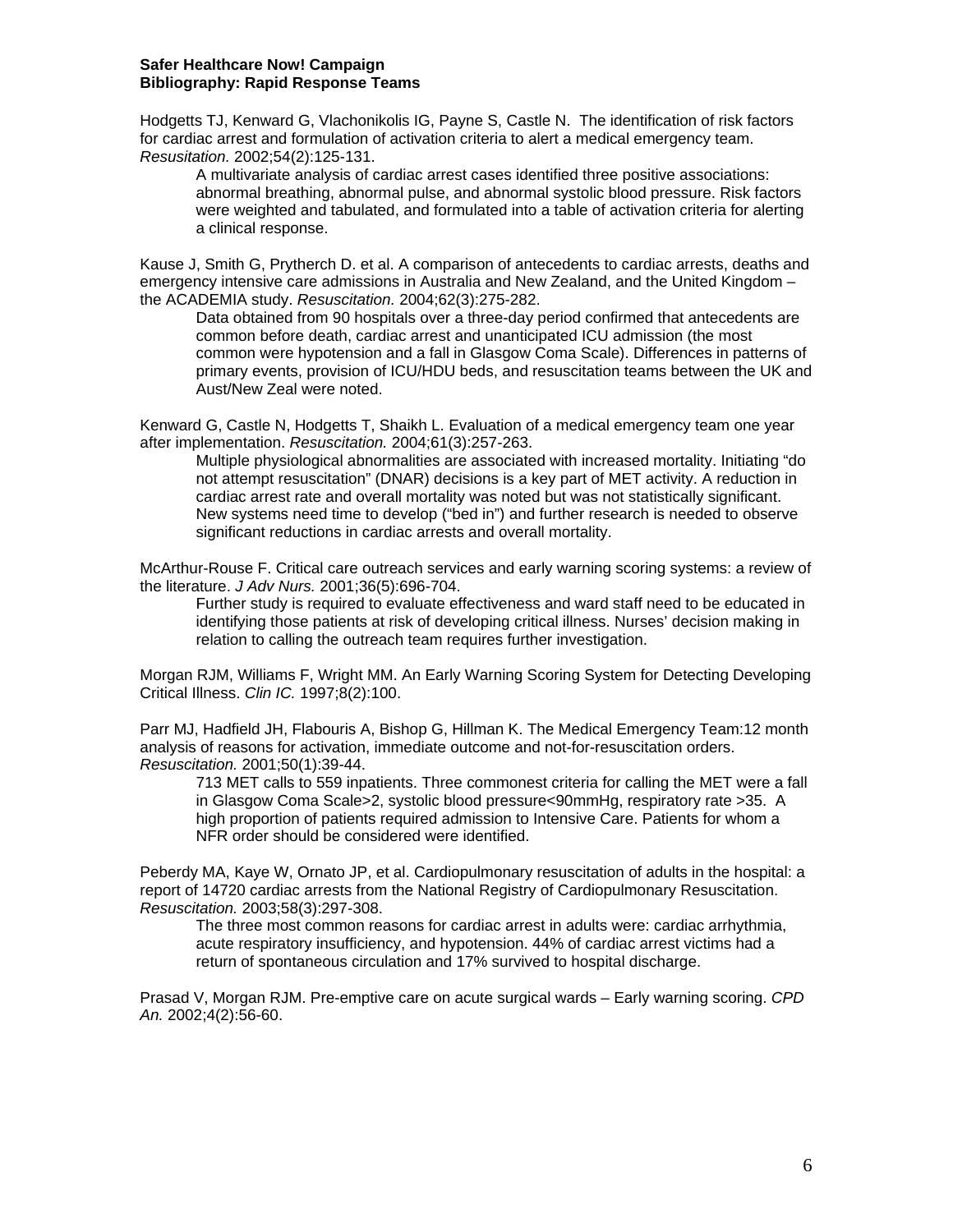**Safer Healthcare Now! Campaign**
**Bibliography: Rapid Response Teams**

Hodgetts TJ, Kenward G, Vlachonikolis IG, Payne S, Castle N. The identification of risk factors for cardiac arrest and formulation of activation criteria to alert a medical emergency team. *Resusitation.* 2002;54(2):125-131.

> A multivariate analysis of cardiac arrest cases identified three positive associations: abnormal breathing, abnormal pulse, and abnormal systolic blood pressure. Risk factors were weighted and tabulated, and formulated into a table of activation criteria for alerting a clinical response.

Kause J, Smith G, Prytherch D. et al. A comparison of antecedents to cardiac arrests, deaths and emergency intensive care admissions in Australia and New Zealand, and the United Kingdom – the ACADEMIA study. *Resusscitation.* 2004;62(3):275-282.

> Data obtained from 90 hospitals over a three-day period confirmed that antecedents are common before death, cardiac arrest and unanticipated ICU admission (the most common were hypotension and a fall in Glasgow Coma Scale). Differences in patterns of primary events, provision of ICU/HDU beds, and resuscitation teams between the UK and Aust/New Zeal were noted.

Kenward G, Castle N, Hodgetts T, Shaikh L. Evaluation of a medical emergency team one year after implementation. *Resuscitation.* 2004;61(3):257-263.

> Multiple physiological abnormalities are associated with increased mortality. Initiating "do not attempt resuscitation" (DNAR) decisions is a key part of MET activity. A reduction in cardiac arrest rate and overall mortality was noted but was not statistically significant. New systems need time to develop ("bed in") and further research is needed to observe significant reductions in cardiac arrests and overall mortality.

McArthur-Rouse F. Critical care outreach services and early warning scoring systems: a review of the literature. *J Adv Nurs.* 2001;36(5):696-704.

> Further study is required to evaluate effectiveness and ward staff need to be educated in identifying those patients at risk of developing critical illness. Nurses' decision making in relation to calling the outreach team requires further investigation.

Morgan RJM, Williams F, Wright MM. An Early Warning Scoring System for Detecting Developing Critical Illness. *Clin IC.* 1997;8(2):100.

Parr MJ, Hadfield JH, Flabouris A, Bishop G, Hillman K. The Medical Emergency Team:12 month analysis of reasons for activation, immediate outcome and not-for-resuscitation orders. *Resuscitation.* 2001;50(1):39-44.

> 713 MET calls to 559 inpatients. Three commonest criteria for calling the MET were a fall in Glasgow Coma Scale>2, systolic blood pressure<90mmHg, respiratory rate >35. A high proportion of patients required admission to Intensive Care. Patients for whom a NFR order should be considered were identified.

Peberdy MA, Kaye W, Ornato JP, et al. Cardiopulmonary resuscitation of adults in the hospital: a report of 14720 cardiac arrests from the National Registry of Cardiopulmonary Resuscitation. *Resuscitation.* 2003;58(3):297-308.

> The three most common reasons for cardiac arrest in adults were: cardiac arrhythmia, acute respiratory insufficiency, and hypotension. 44% of cardiac arrest victims had a return of spontaneous circulation and 17% survived to hospital discharge.

Prasad V, Morgan RJM. Pre-emptive care on acute surgical wards – Early warning scoring. *CPD An.* 2002;4(2):56-60.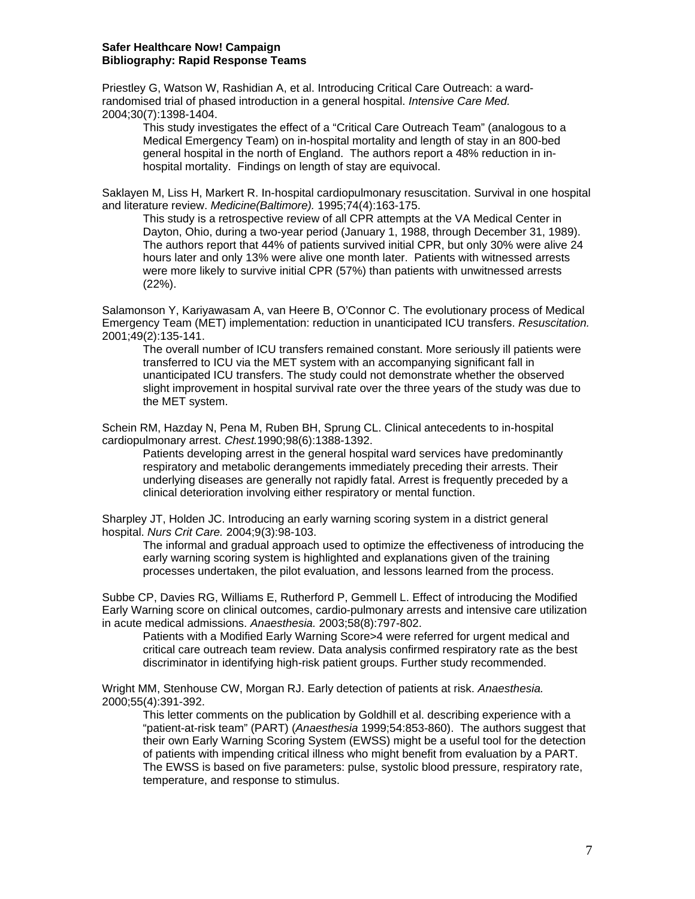**Safer Healthcare Now! Campaign**
**Bibliography: Rapid Response Teams**

Priestley G, Watson W, Rashidian A, et al. Introducing Critical Care Outreach: a ward-randomised trial of phased introduction in a general hospital. *Intensive Care Med.* 2004;30(7):1398-1404.

> This study investigates the effect of a "Critical Care Outreach Team" (analogous to a Medical Emergency Team) on in-hospital mortality and length of stay in an 800-bed general hospital in the north of England. The authors report a 48% reduction in in-hospital mortality. Findings on length of stay are equivocal.

Saklayen M, Liss H, Markert R. In-hospital cardiopulmonary resuscitation. Survival in one hospital and literature review. *Medicine(Baltimore).* 1995;74(4):163-175.

> This study is a retrospective review of all CPR attempts at the VA Medical Center in Dayton, Ohio, during a two-year period (January 1, 1988, through December 31, 1989). The authors report that 44% of patients survived initial CPR, but only 30% were alive 24 hours later and only 13% were alive one month later. Patients with witnessed arrests were more likely to survive initial CPR (57%) than patients with unwitnessed arrests (22%).

Salamonson Y, Kariyawasam A, van Heere B, O'Connor C. The evolutionary process of Medical Emergency Team (MET) implementation: reduction in unanticipated ICU transfers. *Resuscitation.* 2001;49(2):135-141.

> The overall number of ICU transfers remained constant. More seriously ill patients were transferred to ICU via the MET system with an accompanying significant fall in unanticipated ICU transfers. The study could not demonstrate whether the observed slight improvement in hospital survival rate over the three years of the study was due to the MET system.

Schein RM, Hazday N, Pena M, Ruben BH, Sprung CL. Clinical antecedents to in-hospital cardiopulmonary arrest. *Chest.*1990;98(6):1388-1392.

> Patients developing arrest in the general hospital ward services have predominantly respiratory and metabolic derangements immediately preceding their arrests. Their underlying diseases are generally not rapidly fatal. Arrest is frequently preceded by a clinical deterioration involving either respiratory or mental function.

Sharpley JT, Holden JC. Introducing an early warning scoring system in a district general hospital. *Nurs Crit Care.* 2004;9(3):98-103.

> The informal and gradual approach used to optimize the effectiveness of introducing the early warning scoring system is highlighted and explanations given of the training processes undertaken, the pilot evaluation, and lessons learned from the process.

Subbe CP, Davies RG, Williams E, Rutherford P, Gemmell L. Effect of introducing the Modified Early Warning score on clinical outcomes, cardio-pulmonary arrests and intensive care utilization in acute medical admissions. *Anaesthesia.* 2003;58(8):797-802.

> Patients with a Modified Early Warning Score>4 were referred for urgent medical and critical care outreach team review. Data analysis confirmed respiratory rate as the best discriminator in identifying high-risk patient groups. Further study recommended.

Wright MM, Stenhouse CW, Morgan RJ. Early detection of patients at risk. *Anaesthesia.* 2000;55(4):391-392.

> This letter comments on the publication by Goldhill et al. describing experience with a "patient-at-risk team" (PART) (*Anaesthesia* 1999;54:853-860). The authors suggest that their own Early Warning Scoring System (EWSS) might be a useful tool for the detection of patients with impending critical illness who might benefit from evaluation by a PART. The EWSS is based on five parameters: pulse, systolic blood pressure, respiratory rate, temperature, and response to stimulus.